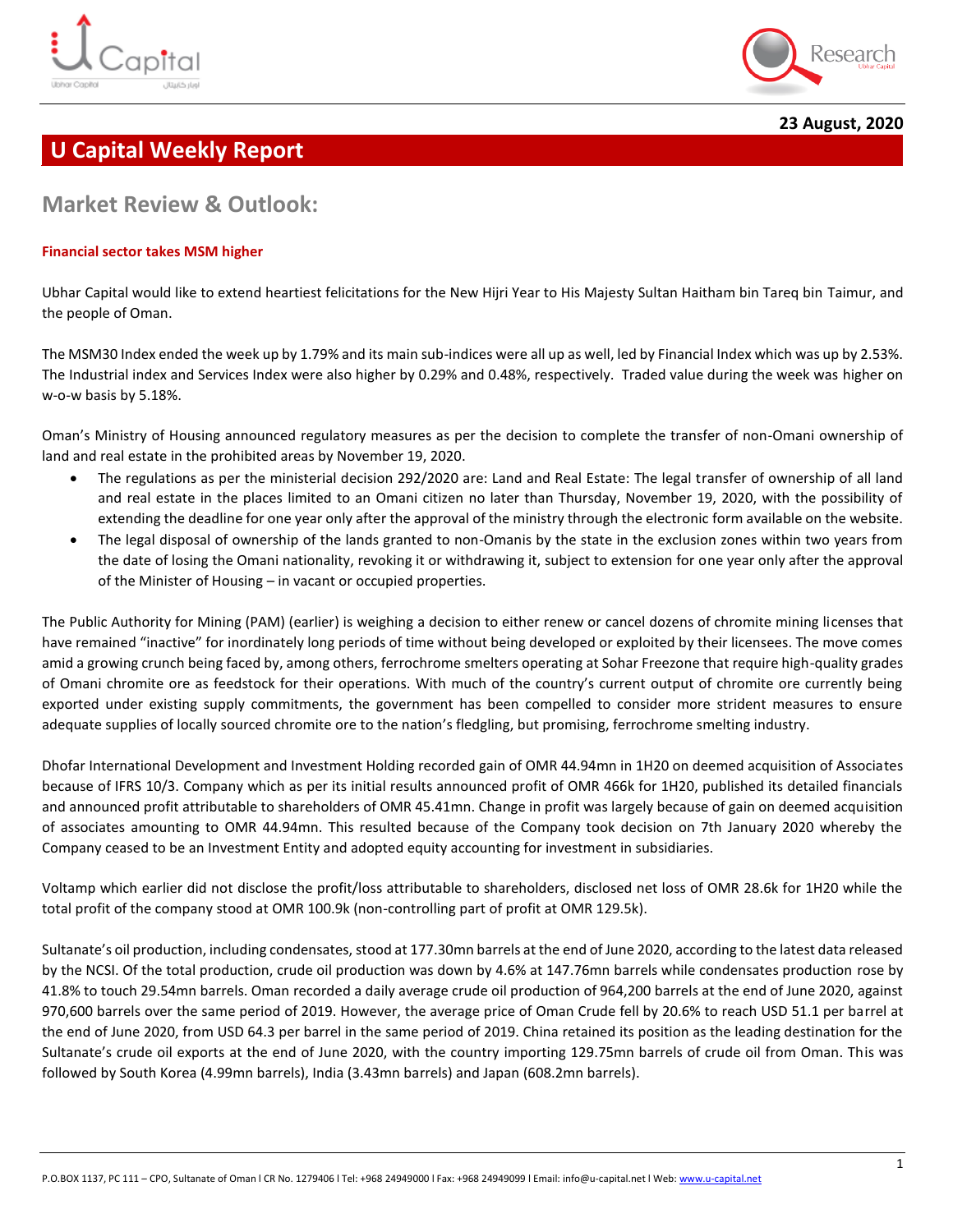23 August, 2020

# U Capital Weekly Report

## Market Review & Outlook:

### Financial sector takes MSM higher

Ubhar Capital would like to extend heartiest felicitations for the New Hijri Year to His Majesty Sultan Haitham bin Tareq bin Taimur, and the people of Oman.

The MSM30 Index ended the week up by 1.79% and its main sub-indices were all up as well, led by Financial Index which was up by 2.53%. The Industrial index and Services Index were also higher by 0.29% and 0.48%, respectively. Traded value during the week was higher on w-o-w basis by 5.18%.

Oman's Ministry of Housing announced regulatory measures as per the decision to complete the transfer of non-Omani ownership of land and real estate in the prohibited areas by November 19, 2020.

- The regulations as per the ministerial decision 292/2020 are: Land and Real Estate: The legal transfer of ownership of all land and real estate in the places limited to an Omani citizen no later than Thursday, November 19, 2020, with the possibility of extending the deadline for one year only after the approval of the ministry through the electronic form available on the website.
- The legal disposal of ownership of the lands granted to non-Omanis by the state in the exclusion zones within two years from the date of losing the Omani nationality, revoking it or withdrawing it, subject to extension for one year only after the approval of the Minister of Housing – in vacant or occupied properties.

The Public Authority for Mining (PAM) (earlier) is weighing a decision to either renew or cancel dozens of chromite mining licenses that have remained "inactive" for inordinately long periods of time without being developed or exploited by their licensees. The move comes amid a growing crunch being faced by, among others, ferrochrome smelters operating at Sohar Freezone that require high-quality grades of Omani chromite ore as feedstock for their operations. With much of the country's current output of chromite ore currently being exported under existing supply commitments, the government has been compelled to consider more strident measures to ensure adequate supplies of locally sourced chromite ore to the nation's fledgling, but promising, ferrochrome smelting industry.

Dhofar International Development and Investment Holding recorded gain of OMR 44.94mn in 1H20 on deemed acquisition of Associates because of IFRS 10/3. Company which as per its initial results announced profit of OMR 466k for 1H20, published its detailed financials and announced profit attributable to shareholders of OMR 45.41mn. Change in profit was largely because of gain on deemed acquisition of associates amounting to OMR 44.94mn. This resulted because of the Company took decision on 7th January 2020 whereby the Company ceased to be an Investment Entity and adopted equity accounting for investment in subsidiaries.

Voltamp which earlier did not disclose the profit/loss attributable to shareholders, disclosed net loss of OMR 28.6k for 1H20 while the total profit of the company stood at OMR 100.9k (non-controlling part of profit at OMR 129.5k).

Sultanate's oil production, including condensates, stood at 177.30mn barrels at the end of June 2020, according to the latest data released by the NCSI. Of the total production, crude oil production was down by 4.6% at 147.76mn barrels while condensates production rose by 41.8% to touch 29.54mn barrels. Oman recorded a daily average crude oil production of 964,200 barrels at the end of June 2020, against 970,600 barrels over the same period of 2019. However, the average price of Oman Crude fell by 20.6% to reach USD 51.1 per barrel at the end of June 2020, from USD 64.3 per barrel in the same period of 2019. China retained its position as the leading destination for the Sultanate's crude oil exports at the end of June 2020, with the country importing 129.75mn barrels of crude oil from Oman. This was followed by South Korea (4.99mn barrels), India (3.43mn barrels) and Japan (608.2mn barrels).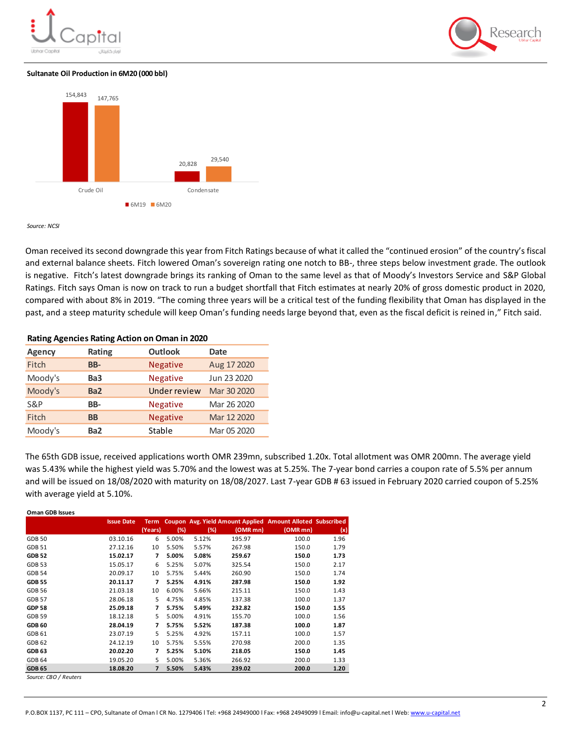**Sultanate Oil Production in 6M20 (000 bbl)**

| | 6M19 | 6M20 |
|---|---|---|
| Crude Oil | 154,843 | 147,765 |
| Condensate | 20,828 | 29,540 |

*Source: NCSI*

Oman received its second downgrade this year from Fitch Ratings because of what it called the "continued erosion" of the country's fiscal and external balance sheets. Fitch lowered Oman's sovereign rating one notch to BB-, three steps below investment grade. The outlook is negative. Fitch's latest downgrade brings its ranking of Oman to the same level as that of Moody's Investors Service and S&P Global Ratings. Fitch says Oman is now on track to run a budget shortfall that Fitch estimates at nearly 20% of gross domestic product in 2020, compared with about 8% in 2019. "The coming three years will be a critical test of the funding flexibility that Oman has displayed in the past, and a steep maturity schedule will keep Oman's funding needs large beyond that, even as the fiscal deficit is reined in," Fitch said.

**Rating Agencies Rating Action on Oman in 2020**

| Agency | Rating | Outlook | Date |
|---|---|---|---|
| Fitch | **BB-** | Negative | Aug 17 2020 |
| Moody's | **Ba3** | Negative | Jun 23 2020 |
| Moody's | **Ba2** | Under review | Mar 30 2020 |
| S&P | **BB-** | Negative | Mar 26 2020 |
| Fitch | **BB** | Negative | Mar 12 2020 |
| Moody's | **Ba2** | Stable | Mar 05 2020 |

The 65th GDB issue, received applications worth OMR 239mn, subscribed 1.20x. Total allotment was OMR 200mn. The average yield was 5.43% while the highest yield was 5.70% and the lowest was at 5.25%. The 7-year bond carries a coupon rate of 5.5% per annum and will be issued on 18/08/2020 with maturity on 18/08/2027. Last 7-year GDB # 63 issued in February 2020 carried coupon of 5.25% with average yield at 5.10%.

**Oman GDB Issues**

| | Issue Date | Term (Years) | Coupon (%) | Avg. Yield (%) | Amount Applied (OMR mn) | Amount Alloted (OMR mn) | Subscribed (x) |
|---|---|---|---|---|---|---|---|
| GDB 50 | 03.10.16 | 6 | 5.00% | 5.12% | 195.97 | 100.0 | 1.96 |
| GDB 51 | 27.12.16 | 10 | 5.50% | 5.57% | 267.98 | 150.0 | 1.79 |
| **GDB 52** | **15.02.17** | **7** | **5.00%** | **5.08%** | **259.67** | **150.0** | **1.73** |
| GDB 53 | 15.05.17 | 6 | 5.25% | 5.07% | 325.54 | 150.0 | 2.17 |
| GDB 54 | 20.09.17 | 10 | 5.75% | 5.44% | 260.90 | 150.0 | 1.74 |
| **GDB 55** | **20.11.17** | **7** | **5.25%** | **4.91%** | **287.98** | **150.0** | **1.92** |
| GDB 56 | 21.03.18 | 10 | 6.00% | 5.66% | 215.11 | 150.0 | 1.43 |
| GDB 57 | 28.06.18 | 5 | 4.75% | 4.85% | 137.38 | 100.0 | 1.37 |
| **GDP 58** | **25.09.18** | **7** | **5.75%** | **5.49%** | **232.82** | **150.0** | **1.55** |
| GDB 59 | 18.12.18 | 5 | 5.00% | 4.91% | 155.70 | 100.0 | 1.56 |
| **GDB 60** | **28.04.19** | **7** | **5.75%** | **5.52%** | **187.38** | **100.0** | **1.87** |
| GDB 61 | 23.07.19 | 5 | 5.25% | 4.92% | 157.11 | 100.0 | 1.57 |
| GDB 62 | 24.12.19 | 10 | 5.75% | 5.55% | 270.98 | 200.0 | 1.35 |
| **GDB 63** | **20.02.20** | **7** | **5.25%** | **5.10%** | **218.05** | **150.0** | **1.45** |
| GDB 64 | 19.05.20 | 5 | 5.00% | 5.36% | 266.92 | 200.0 | 1.33 |
| **GDB 65** | **18.08.20** | **7** | **5.50%** | **5.43%** | **239.02** | **200.0** | **1.20** |

*Source: CBO / Reuters*

P.O.BOX 1137, PC 111 – CPO, Sultanate of Oman I CR No. 1279406 I Tel: +968 24949000 I Fax: +968 24949099 I Email: info@u-capital.net I Web: www.u-capital.net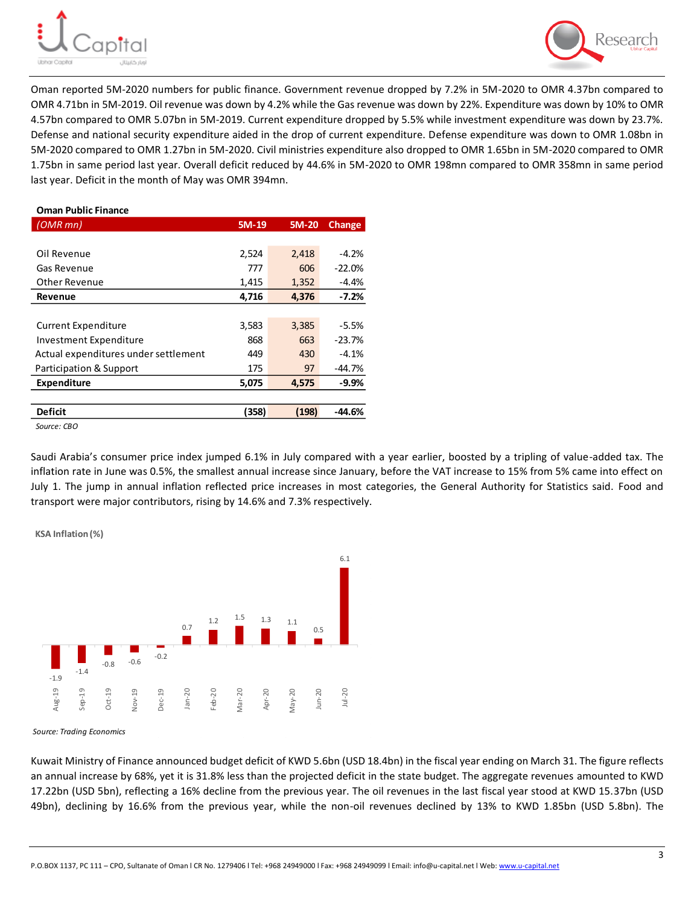Oman reported 5M-2020 numbers for public finance. Government revenue dropped by 7.2% in 5M-2020 to OMR 4.37bn compared to OMR 4.71bn in 5M-2019. Oil revenue was down by 4.2% while the Gas revenue was down by 22%. Expenditure was down by 10% to OMR 4.57bn compared to OMR 5.07bn in 5M-2019. Current expenditure dropped by 5.5% while investment expenditure was down by 23.7%. Defense and national security expenditure aided in the drop of current expenditure. Defense expenditure was down to OMR 1.08bn in 5M-2020 compared to OMR 1.27bn in 5M-2020. Civil ministries expenditure also dropped to OMR 1.65bn in 5M-2020 compared to OMR 1.75bn in same period last year. Overall deficit reduced by 44.6% in 5M-2020 to OMR 198mn compared to OMR 358mn in same period last year. Deficit in the month of May was OMR 394mn.

**Oman Public Finance**

| *(OMR mn)* | 5M-19 | 5M-20 | Change |
|---|---|---|---|
| Oil Revenue | 2,524 | 2,418 | -4.2% |
| Gas Revenue | 777 | 606 | -22.0% |
| Other Revenue | 1,415 | 1,352 | -4.4% |
| **Revenue** | **4,716** | **4,376** | **-7.2%** |
| Current Expenditure | 3,583 | 3,385 | -5.5% |
| Investment Expenditure | 868 | 663 | -23.7% |
| Actual expenditures under settlement | 449 | 430 | -4.1% |
| Participation & Support | 175 | 97 | -44.7% |
| **Expenditure** | **5,075** | **4,575** | **-9.9%** |
| **Deficit** | **(358)** | **(198)** | **-44.6%** |

*Source: CBO*

Saudi Arabia's consumer price index jumped 6.1% in July compared with a year earlier, boosted by a tripling of value-added tax. The inflation rate in June was 0.5%, the smallest annual increase since January, before the VAT increase to 15% from 5% came into effect on July 1. The jump in annual inflation reflected price increases in most categories, the General Authority for Statistics said. Food and transport were major contributors, rising by 14.6% and 7.3% respectively.

**KSA Inflation (%)**

| Aug-19 | Sep-19 | Oct-19 | Nov-19 | Dec-19 | Jan-20 | Feb-20 | Mar-20 | Apr-20 | May-20 | Jun-20 | Jul-20 |
|---|---|---|---|---|---|---|---|---|---|---|---|
| -1.9 | -1.4 | -0.8 | -0.6 | -0.2 | 0.7 | 1.2 | 1.5 | 1.3 | 1.1 | 0.5 | 6.1 |

*Source: Trading Economics*

Kuwait Ministry of Finance announced budget deficit of KWD 5.6bn (USD 18.4bn) in the fiscal year ending on March 31. The figure reflects an annual increase by 68%, yet it is 31.8% less than the projected deficit in the state budget. The aggregate revenues amounted to KWD 17.22bn (USD 5bn), reflecting a 16% decline from the previous year. The oil revenues in the last fiscal year stood at KWD 15.37bn (USD 49bn), declining by 16.6% from the previous year, while the non-oil revenues declined by 13% to KWD 1.85bn (USD 5.8bn). The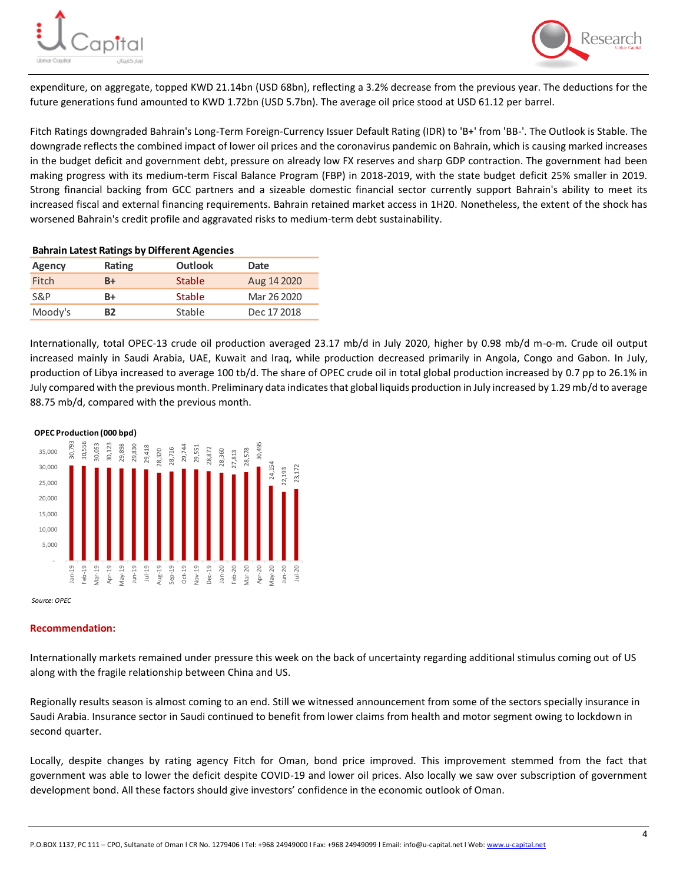expenditure, on aggregate, topped KWD 21.14bn (USD 68bn), reflecting a 3.2% decrease from the previous year. The deductions for the future generations fund amounted to KWD 1.72bn (USD 5.7bn). The average oil price stood at USD 61.12 per barrel.

Fitch Ratings downgraded Bahrain's Long-Term Foreign-Currency Issuer Default Rating (IDR) to 'B+' from 'BB-'. The Outlook is Stable. The downgrade reflects the combined impact of lower oil prices and the coronavirus pandemic on Bahrain, which is causing marked increases in the budget deficit and government debt, pressure on already low FX reserves and sharp GDP contraction. The government had been making progress with its medium-term Fiscal Balance Program (FBP) in 2018-2019, with the state budget deficit 25% smaller in 2019. Strong financial backing from GCC partners and a sizeable domestic financial sector currently support Bahrain's ability to meet its increased fiscal and external financing requirements. Bahrain retained market access in 1H20. Nonetheless, the extent of the shock has worsened Bahrain's credit profile and aggravated risks to medium-term debt sustainability.

**Bahrain Latest Ratings by Different Agencies**

| Agency | Rating | Outlook | Date |
|---|---|---|---|
| Fitch | **B+** | Stable | Aug 14 2020 |
| S&P | **B+** | Stable | Mar 26 2020 |
| Moody's | **B2** | Stable | Dec 17 2018 |

Internationally, total OPEC-13 crude oil production averaged 23.17 mb/d in July 2020, higher by 0.98 mb/d m-o-m. Crude oil output increased mainly in Saudi Arabia, UAE, Kuwait and Iraq, while production decreased primarily in Angola, Congo and Gabon. In July, production of Libya increased to average 100 tb/d. The share of OPEC crude oil in total global production increased by 0.7 pp to 26.1% in July compared with the previous month. Preliminary data indicates that global liquids production in July increased by 1.29 mb/d to average 88.75 mb/d, compared with the previous month.

**OPEC Production (000 bpd)**

| Month | Production |
|---|---|
| Jan-19 | 30,793 |
| Feb-19 | 30,556 |
| Mar-19 | 30,053 |
| Apr-19 | 30,123 |
| May-19 | 29,898 |
| Jun-19 | 29,830 |
| Jul-19 | 29,418 |
| Aug-19 | 28,320 |
| Sep-19 | 28,716 |
| Oct-19 | 29,744 |
| Nov-19 | 29,551 |
| Dec-19 | 28,872 |
| Jan-20 | 28,360 |
| Feb-20 | 27,813 |
| Mar-20 | 28,578 |
| Apr-20 | 30,495 |
| May-20 | 24,154 |
| Jun-20 | 22,193 |
| Jul-20 | 23,172 |

*Source: OPEC*

## Recommendation:

Internationally markets remained under pressure this week on the back of uncertainty regarding additional stimulus coming out of US along with the fragile relationship between China and US.

Regionally results season is almost coming to an end. Still we witnessed announcement from some of the sectors specially insurance in Saudi Arabia. Insurance sector in Saudi continued to benefit from lower claims from health and motor segment owing to lockdown in second quarter.

Locally, despite changes by rating agency Fitch for Oman, bond price improved. This improvement stemmed from the fact that government was able to lower the deficit despite COVID-19 and lower oil prices. Also locally we saw over subscription of government development bond. All these factors should give investors' confidence in the economic outlook of Oman.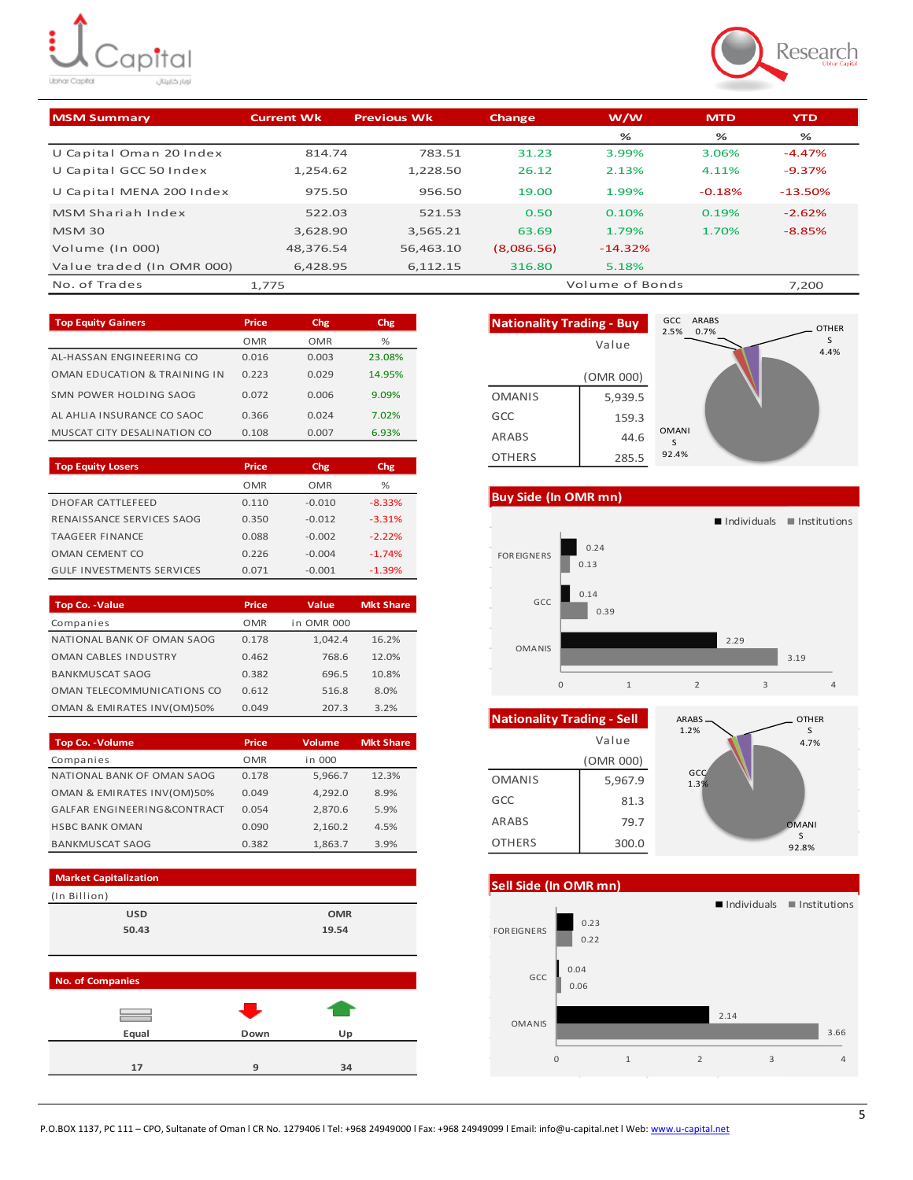## MSM Summary

| MSM Summary | Current Wk | Previous Wk | Change | W/W | MTD | YTD |
|---|---|---|---|---|---|---|
| | | | | % | % | % |
| U Capital Oman 20 Index | 814.74 | 783.51 | 31.23 | 3.99% | 3.06% | -4.47% |
| U Capital GCC 50 Index | 1,254.62 | 1,228.50 | 26.12 | 2.13% | 4.11% | -9.37% |
| U Capital MENA 200 Index | 975.50 | 956.50 | 19.00 | 1.99% | -0.18% | -13.50% |
| MSM Shariah Index | 522.03 | 521.53 | 0.50 | 0.10% | 0.19% | -2.62% |
| MSM 30 | 3,628.90 | 3,565.21 | 63.69 | 1.79% | 1.70% | -8.85% |
| Volume (In 000) | 48,376.54 | 56,463.10 | (8,086.56) | -14.32% | | |
| Value traded (In OMR 000) | 6,428.95 | 6,112.15 | 316.80 | 5.18% | | |
| No. of Trades | 1,775 | | | Volume of Bonds | | 7,200 |

| Top Equity Gainers | Price | Chg | Chg |
|---|---|---|---|
| | OMR | OMR | % |
| AL-HASSAN ENGINEERING CO | 0.016 | 0.003 | 23.08% |
| OMAN EDUCATION & TRAINING IN | 0.223 | 0.029 | 14.95% |
| SMN POWER HOLDING SAOG | 0.072 | 0.006 | 9.09% |
| AL AHLIA INSURANCE CO SAOC | 0.366 | 0.024 | 7.02% |
| MUSCAT CITY DESALINATION CO | 0.108 | 0.007 | 6.93% |

| Top Equity Losers | Price | Chg | Chg |
|---|---|---|---|
| | OMR | OMR | % |
| DHOFAR CATTLEFEED | 0.110 | -0.010 | -8.33% |
| RENAISSANCE SERVICES SAOG | 0.350 | -0.012 | -3.31% |
| TAAGEER FINANCE | 0.088 | -0.002 | -2.22% |
| OMAN CEMENT CO | 0.226 | -0.004 | -1.74% |
| GULF INVESTMENTS SERVICES | 0.071 | -0.001 | -1.39% |

| Top Co. -Value | Price | Value | Mkt Share |
|---|---|---|---|
| Companies | OMR | in OMR 000 | |
| NATIONAL BANK OF OMAN SAOG | 0.178 | 1,042.4 | 16.2% |
| OMAN CABLES INDUSTRY | 0.462 | 768.6 | 12.0% |
| BANKMUSCAT SAOG | 0.382 | 696.5 | 10.8% |
| OMAN TELECOMMUNICATIONS CO | 0.612 | 516.8 | 8.0% |
| OMAN & EMIRATES INV(OM)50% | 0.049 | 207.3 | 3.2% |

| Top Co. -Volume | Price | Volume | Mkt Share |
|---|---|---|---|
| Companies | OMR | in 000 | |
| NATIONAL BANK OF OMAN SAOG | 0.178 | 5,966.7 | 12.3% |
| OMAN & EMIRATES INV(OM)50% | 0.049 | 4,292.0 | 8.9% |
| GALFAR ENGINEERING&CONTRACT | 0.054 | 2,870.6 | 5.9% |
| HSBC BANK OMAN | 0.090 | 2,160.2 | 4.5% |
| BANKMUSCAT SAOG | 0.382 | 1,863.7 | 3.9% |

### Market Capitalization

(In Billion)

| USD | OMR |
|---|---|
| 50.43 | 19.54 |

### No. of Companies

| Equal | Down | Up |
|---|---|---|
| 17 | 9 | 34 |

### Nationality Trading - Buy

| | Value (OMR 000) |
|---|---|
| OMANIS | 5,939.5 |
| GCC | 159.3 |
| ARABS | 44.6 |
| OTHERS | 285.5 |

GCC 2.5%, ARABS 0.7%, OTHERS 4.4%, OMANIS 92.4%

### Buy Side (In OMR mn)

| | Individuals | Institutions |
|---|---|---|
| FOREIGNERS | 0.24 | 0.13 |
| GCC | 0.14 | 0.39 |
| OMANIS | 2.29 | 3.19 |

### Nationality Trading - Sell

| | Value (OMR 000) |
|---|---|
| OMANIS | 5,967.9 |
| GCC | 81.3 |
| ARABS | 79.7 |
| OTHERS | 300.0 |

ARABS 1.2%, OTHERS 4.7%, GCC 1.3%, OMANIS 92.8%

### Sell Side (In OMR mn)

| | Individuals | Institutions |
|---|---|---|
| FOREIGNERS | 0.23 | 0.22 |
| GCC | 0.04 | 0.06 |
| OMANIS | 2.14 | 3.66 |

P.O.BOX 1137, PC 111 – CPO, Sultanate of Oman I CR No. 1279406 I Tel: +968 24949000 I Fax: +968 24949099 I Email: info@u-capital.net I Web: www.u-capital.net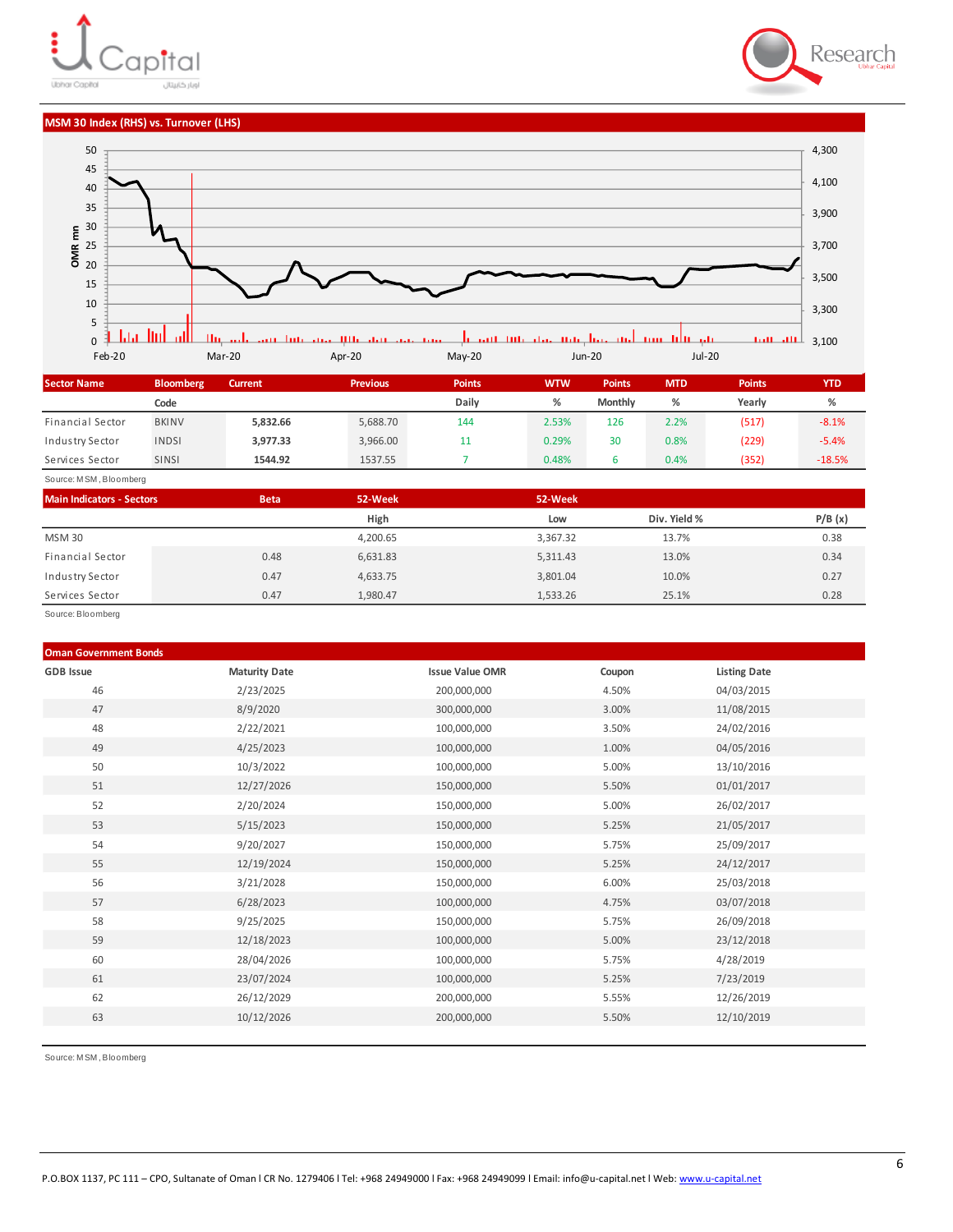## MSM 30 Index (RHS) vs. Turnover (LHS)

| Sector Name | Bloomberg Code | Current | Previous | Points Daily | WTW % | Points Monthly | MTD % | Points Yearly | YTD % |
|---|---|---|---|---|---|---|---|---|---|
| Financial Sector | BKINV | 5,832.66 | 5,688.70 | 144 | 2.53% | 126 | 2.2% | (517) | -8.1% |
| Industry Sector | INDSI | 3,977.33 | 3,966.00 | 11 | 0.29% | 30 | 0.8% | (229) | -5.4% |
| Services Sector | SINSI | 1544.92 | 1537.55 | 7 | 0.48% | 6 | 0.4% | (352) | -18.5% |

Source: MSM, Bloomberg

| Main Indicators - Sectors | Beta | 52-Week High | 52-Week Low | Div. Yield % | P/B (x) |
|---|---|---|---|---|---|
| MSM 30 | | 4,200.65 | 3,367.32 | 13.7% | 0.38 |
| Financial Sector | 0.48 | 6,631.83 | 5,311.43 | 13.0% | 0.34 |
| Industry Sector | 0.47 | 4,633.75 | 3,801.04 | 10.0% | 0.27 |
| Services Sector | 0.47 | 1,980.47 | 1,533.26 | 25.1% | 0.28 |

Source: Bloomberg

## Oman Government Bonds

| GDB Issue | Maturity Date | Issue Value OMR | Coupon | Listing Date |
|---|---|---|---|---|
| 46 | 2/23/2025 | 200,000,000 | 4.50% | 04/03/2015 |
| 47 | 8/9/2020 | 300,000,000 | 3.00% | 11/08/2015 |
| 48 | 2/22/2021 | 100,000,000 | 3.50% | 24/02/2016 |
| 49 | 4/25/2023 | 100,000,000 | 1.00% | 04/05/2016 |
| 50 | 10/3/2022 | 100,000,000 | 5.00% | 13/10/2016 |
| 51 | 12/27/2026 | 150,000,000 | 5.50% | 01/01/2017 |
| 52 | 2/20/2024 | 150,000,000 | 5.00% | 26/02/2017 |
| 53 | 5/15/2023 | 150,000,000 | 5.25% | 21/05/2017 |
| 54 | 9/20/2027 | 150,000,000 | 5.75% | 25/09/2017 |
| 55 | 12/19/2024 | 150,000,000 | 5.25% | 24/12/2017 |
| 56 | 3/21/2028 | 150,000,000 | 6.00% | 25/03/2018 |
| 57 | 6/28/2023 | 100,000,000 | 4.75% | 03/07/2018 |
| 58 | 9/25/2025 | 150,000,000 | 5.75% | 26/09/2018 |
| 59 | 12/18/2023 | 100,000,000 | 5.00% | 23/12/2018 |
| 60 | 28/04/2026 | 100,000,000 | 5.75% | 4/28/2019 |
| 61 | 23/07/2024 | 100,000,000 | 5.25% | 7/23/2019 |
| 62 | 26/12/2029 | 200,000,000 | 5.55% | 12/26/2019 |
| 63 | 10/12/2026 | 200,000,000 | 5.50% | 12/10/2019 |

Source: MSM, Bloomberg

P.O.BOX 1137, PC 111 – CPO, Sultanate of Oman I CR No. 1279406 I Tel: +968 24949000 I Fax: +968 24949099 I Email: info@u-capital.net I Web: www.u-capital.net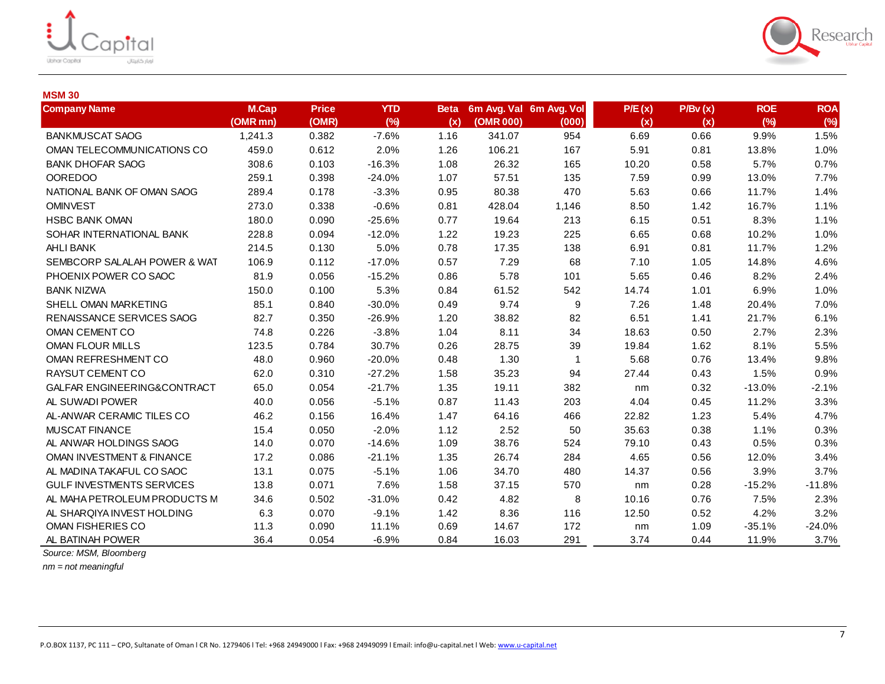## MSM 30

| Company Name | M.Cap (OMR mn) | Price (OMR) | YTD (%) | Beta (x) | 6m Avg. Val (OMR 000) | 6m Avg. Vol (000) | P/E (x) (x) | P/Bv (x) (x) | ROE (%) | ROA (%) |
|---|---|---|---|---|---|---|---|---|---|---|
| BANKMUSCAT SAOG | 1,241.3 | 0.382 | -7.6% | 1.16 | 341.07 | 954 | 6.69 | 0.66 | 9.9% | 1.5% |
| OMAN TELECOMMUNICATIONS CO | 459.0 | 0.612 | 2.0% | 1.26 | 106.21 | 167 | 5.91 | 0.81 | 13.8% | 1.0% |
| BANK DHOFAR SAOG | 308.6 | 0.103 | -16.3% | 1.08 | 26.32 | 165 | 10.20 | 0.58 | 5.7% | 0.7% |
| OOREDOO | 259.1 | 0.398 | -24.0% | 1.07 | 57.51 | 135 | 7.59 | 0.99 | 13.0% | 7.7% |
| NATIONAL BANK OF OMAN SAOG | 289.4 | 0.178 | -3.3% | 0.95 | 80.38 | 470 | 5.63 | 0.66 | 11.7% | 1.4% |
| OMINVEST | 273.0 | 0.338 | -0.6% | 0.81 | 428.04 | 1,146 | 8.50 | 1.42 | 16.7% | 1.1% |
| HSBC BANK OMAN | 180.0 | 0.090 | -25.6% | 0.77 | 19.64 | 213 | 6.15 | 0.51 | 8.3% | 1.1% |
| SOHAR INTERNATIONAL BANK | 228.8 | 0.094 | -12.0% | 1.22 | 19.23 | 225 | 6.65 | 0.68 | 10.2% | 1.0% |
| AHLI BANK | 214.5 | 0.130 | 5.0% | 0.78 | 17.35 | 138 | 6.91 | 0.81 | 11.7% | 1.2% |
| SEMBCORP SALALAH POWER & WAT | 106.9 | 0.112 | -17.0% | 0.57 | 7.29 | 68 | 7.10 | 1.05 | 14.8% | 4.6% |
| PHOENIX POWER CO SAOC | 81.9 | 0.056 | -15.2% | 0.86 | 5.78 | 101 | 5.65 | 0.46 | 8.2% | 2.4% |
| BANK NIZWA | 150.0 | 0.100 | 5.3% | 0.84 | 61.52 | 542 | 14.74 | 1.01 | 6.9% | 1.0% |
| SHELL OMAN MARKETING | 85.1 | 0.840 | -30.0% | 0.49 | 9.74 | 9 | 7.26 | 1.48 | 20.4% | 7.0% |
| RENAISSANCE SERVICES SAOG | 82.7 | 0.350 | -26.9% | 1.20 | 38.82 | 82 | 6.51 | 1.41 | 21.7% | 6.1% |
| OMAN CEMENT CO | 74.8 | 0.226 | -3.8% | 1.04 | 8.11 | 34 | 18.63 | 0.50 | 2.7% | 2.3% |
| OMAN FLOUR MILLS | 123.5 | 0.784 | 30.7% | 0.26 | 28.75 | 39 | 19.84 | 1.62 | 8.1% | 5.5% |
| OMAN REFRESHMENT CO | 48.0 | 0.960 | -20.0% | 0.48 | 1.30 | 1 | 5.68 | 0.76 | 13.4% | 9.8% |
| RAYSUT CEMENT CO | 62.0 | 0.310 | -27.2% | 1.58 | 35.23 | 94 | 27.44 | 0.43 | 1.5% | 0.9% |
| GALFAR ENGINEERING&CONTRACT | 65.0 | 0.054 | -21.7% | 1.35 | 19.11 | 382 | nm | 0.32 | -13.0% | -2.1% |
| AL SUWADI POWER | 40.0 | 0.056 | -5.1% | 0.87 | 11.43 | 203 | 4.04 | 0.45 | 11.2% | 3.3% |
| AL-ANWAR CERAMIC TILES CO | 46.2 | 0.156 | 16.4% | 1.47 | 64.16 | 466 | 22.82 | 1.23 | 5.4% | 4.7% |
| MUSCAT FINANCE | 15.4 | 0.050 | -2.0% | 1.12 | 2.52 | 50 | 35.63 | 0.38 | 1.1% | 0.3% |
| AL ANWAR HOLDINGS SAOG | 14.0 | 0.070 | -14.6% | 1.09 | 38.76 | 524 | 79.10 | 0.43 | 0.5% | 0.3% |
| OMAN INVESTMENT & FINANCE | 17.2 | 0.086 | -21.1% | 1.35 | 26.74 | 284 | 4.65 | 0.56 | 12.0% | 3.4% |
| AL MADINA TAKAFUL CO SAOC | 13.1 | 0.075 | -5.1% | 1.06 | 34.70 | 480 | 14.37 | 0.56 | 3.9% | 3.7% |
| GULF INVESTMENTS SERVICES | 13.8 | 0.071 | 7.6% | 1.58 | 37.15 | 570 | nm | 0.28 | -15.2% | -11.8% |
| AL MAHA PETROLEUM PRODUCTS M | 34.6 | 0.502 | -31.0% | 0.42 | 4.82 | 8 | 10.16 | 0.76 | 7.5% | 2.3% |
| AL SHARQIYA INVEST HOLDING | 6.3 | 0.070 | -9.1% | 1.42 | 8.36 | 116 | 12.50 | 0.52 | 4.2% | 3.2% |
| OMAN FISHERIES CO | 11.3 | 0.090 | 11.1% | 0.69 | 14.67 | 172 | nm | 1.09 | -35.1% | -24.0% |
| AL BATINAH POWER | 36.4 | 0.054 | -6.9% | 0.84 | 16.03 | 291 | 3.74 | 0.44 | 11.9% | 3.7% |

*Source: MSM, Bloomberg*

*nm = not meaningful*

P.O.BOX 1137, PC 111 – CPO, Sultanate of Oman I CR No. 1279406 I Tel: +968 24949000 I Fax: +968 24949099 I Email: info@u-capital.net I Web: www.u-capital.net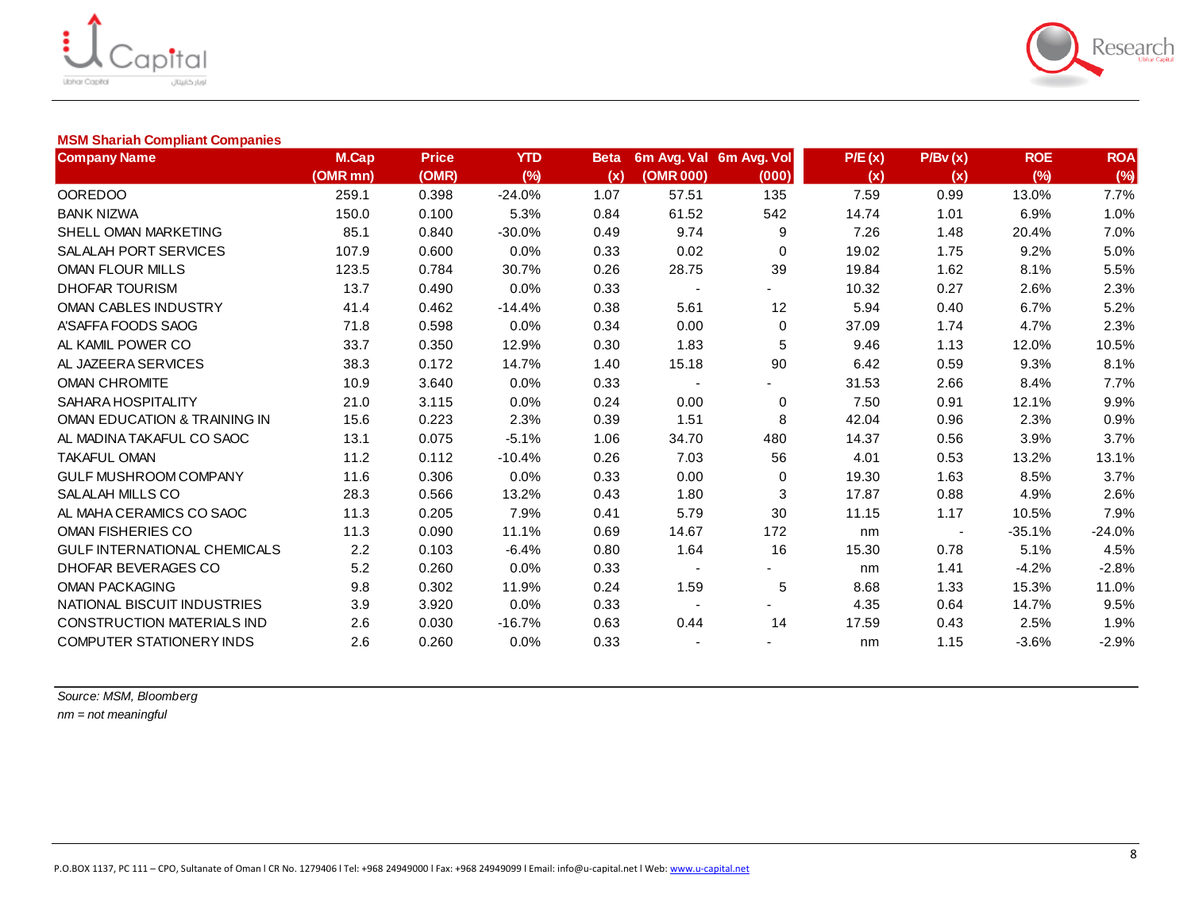**MSM Shariah Compliant Companies**

| Company Name | M.Cap (OMR mn) | Price (OMR) | YTD (%) | Beta (x) | 6m Avg. Val (OMR 000) | 6m Avg. Vol (000) | P/E (x) (x) | P/Bv (x) (x) | ROE (%) | ROA (%) |
|---|---|---|---|---|---|---|---|---|---|---|
| OOREDOO | 259.1 | 0.398 | -24.0% | 1.07 | 57.51 | 135 | 7.59 | 0.99 | 13.0% | 7.7% |
| BANK NIZWA | 150.0 | 0.100 | 5.3% | 0.84 | 61.52 | 542 | 14.74 | 1.01 | 6.9% | 1.0% |
| SHELL OMAN MARKETING | 85.1 | 0.840 | -30.0% | 0.49 | 9.74 | 9 | 7.26 | 1.48 | 20.4% | 7.0% |
| SALALAH PORT SERVICES | 107.9 | 0.600 | 0.0% | 0.33 | 0.02 | 0 | 19.02 | 1.75 | 9.2% | 5.0% |
| OMAN FLOUR MILLS | 123.5 | 0.784 | 30.7% | 0.26 | 28.75 | 39 | 19.84 | 1.62 | 8.1% | 5.5% |
| DHOFAR TOURISM | 13.7 | 0.490 | 0.0% | 0.33 | - | - | 10.32 | 0.27 | 2.6% | 2.3% |
| OMAN CABLES INDUSTRY | 41.4 | 0.462 | -14.4% | 0.38 | 5.61 | 12 | 5.94 | 0.40 | 6.7% | 5.2% |
| A'SAFFA FOODS SAOG | 71.8 | 0.598 | 0.0% | 0.34 | 0.00 | 0 | 37.09 | 1.74 | 4.7% | 2.3% |
| AL KAMIL POWER CO | 33.7 | 0.350 | 12.9% | 0.30 | 1.83 | 5 | 9.46 | 1.13 | 12.0% | 10.5% |
| AL JAZEERA SERVICES | 38.3 | 0.172 | 14.7% | 1.40 | 15.18 | 90 | 6.42 | 0.59 | 9.3% | 8.1% |
| OMAN CHROMITE | 10.9 | 3.640 | 0.0% | 0.33 | - | - | 31.53 | 2.66 | 8.4% | 7.7% |
| SAHARA HOSPITALITY | 21.0 | 3.115 | 0.0% | 0.24 | 0.00 | 0 | 7.50 | 0.91 | 12.1% | 9.9% |
| OMAN EDUCATION & TRAINING IN | 15.6 | 0.223 | 2.3% | 0.39 | 1.51 | 8 | 42.04 | 0.96 | 2.3% | 0.9% |
| AL MADINA TAKAFUL CO SAOC | 13.1 | 0.075 | -5.1% | 1.06 | 34.70 | 480 | 14.37 | 0.56 | 3.9% | 3.7% |
| TAKAFUL OMAN | 11.2 | 0.112 | -10.4% | 0.26 | 7.03 | 56 | 4.01 | 0.53 | 13.2% | 13.1% |
| GULF MUSHROOM COMPANY | 11.6 | 0.306 | 0.0% | 0.33 | 0.00 | 0 | 19.30 | 1.63 | 8.5% | 3.7% |
| SALALAH MILLS CO | 28.3 | 0.566 | 13.2% | 0.43 | 1.80 | 3 | 17.87 | 0.88 | 4.9% | 2.6% |
| AL MAHA CERAMICS CO SAOC | 11.3 | 0.205 | 7.9% | 0.41 | 5.79 | 30 | 11.15 | 1.17 | 10.5% | 7.9% |
| OMAN FISHERIES CO | 11.3 | 0.090 | 11.1% | 0.69 | 14.67 | 172 | nm | - | -35.1% | -24.0% |
| GULF INTERNATIONAL CHEMICALS | 2.2 | 0.103 | -6.4% | 0.80 | 1.64 | 16 | 15.30 | 0.78 | 5.1% | 4.5% |
| DHOFAR BEVERAGES CO | 5.2 | 0.260 | 0.0% | 0.33 | - | - | nm | 1.41 | -4.2% | -2.8% |
| OMAN PACKAGING | 9.8 | 0.302 | 11.9% | 0.24 | 1.59 | 5 | 8.68 | 1.33 | 15.3% | 11.0% |
| NATIONAL BISCUIT INDUSTRIES | 3.9 | 3.920 | 0.0% | 0.33 | - | - | 4.35 | 0.64 | 14.7% | 9.5% |
| CONSTRUCTION MATERIALS IND | 2.6 | 0.030 | -16.7% | 0.63 | 0.44 | 14 | 17.59 | 0.43 | 2.5% | 1.9% |
| COMPUTER STATIONERY INDS | 2.6 | 0.260 | 0.0% | 0.33 | - | - | nm | 1.15 | -3.6% | -2.9% |

*Source: MSM, Bloomberg*

*nm = not meaningful*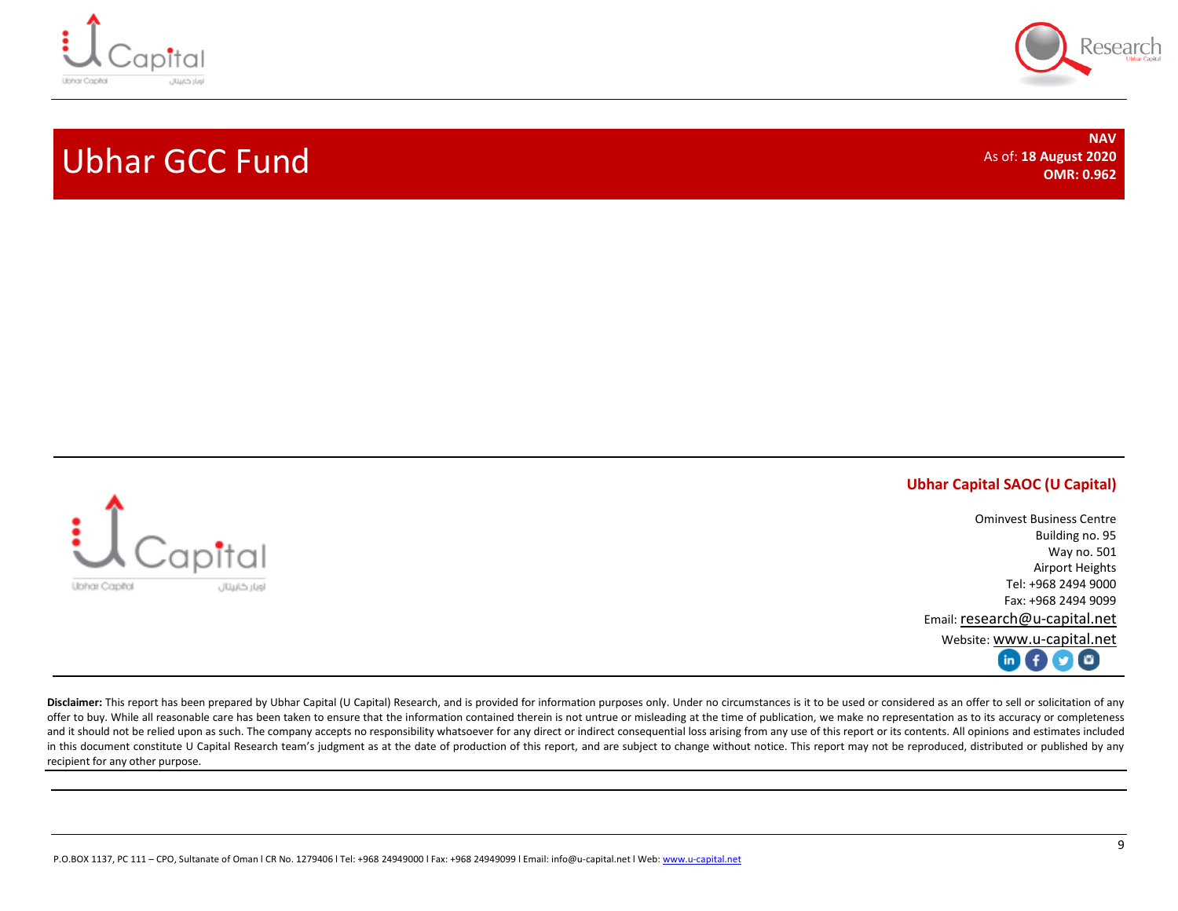# Ubhar GCC Fund

**NAV**
As of: **18 August 2020**
**OMR: 0.962**

**Ubhar Capital SAOC (U Capital)**

Ominvest Business Centre
Building no. 95
Way no. 501
Airport Heights
Tel: +968 2494 9000
Fax: +968 2494 9099
Email: research@u-capital.net
Website: www.u-capital.net

**Disclaimer:** This report has been prepared by Ubhar Capital (U Capital) Research, and is provided for information purposes only. Under no circumstances is it to be used or considered as an offer to sell or solicitation of any offer to buy. While all reasonable care has been taken to ensure that the information contained therein is not untrue or misleading at the time of publication, we make no representation as to its accuracy or completeness and it should not be relied upon as such. The company accepts no responsibility whatsoever for any direct or indirect consequential loss arising from any use of this report or its contents. All opinions and estimates included in this document constitute U Capital Research team's judgment as at the date of production of this report, and are subject to change without notice. This report may not be reproduced, distributed or published by any recipient for any other purpose.